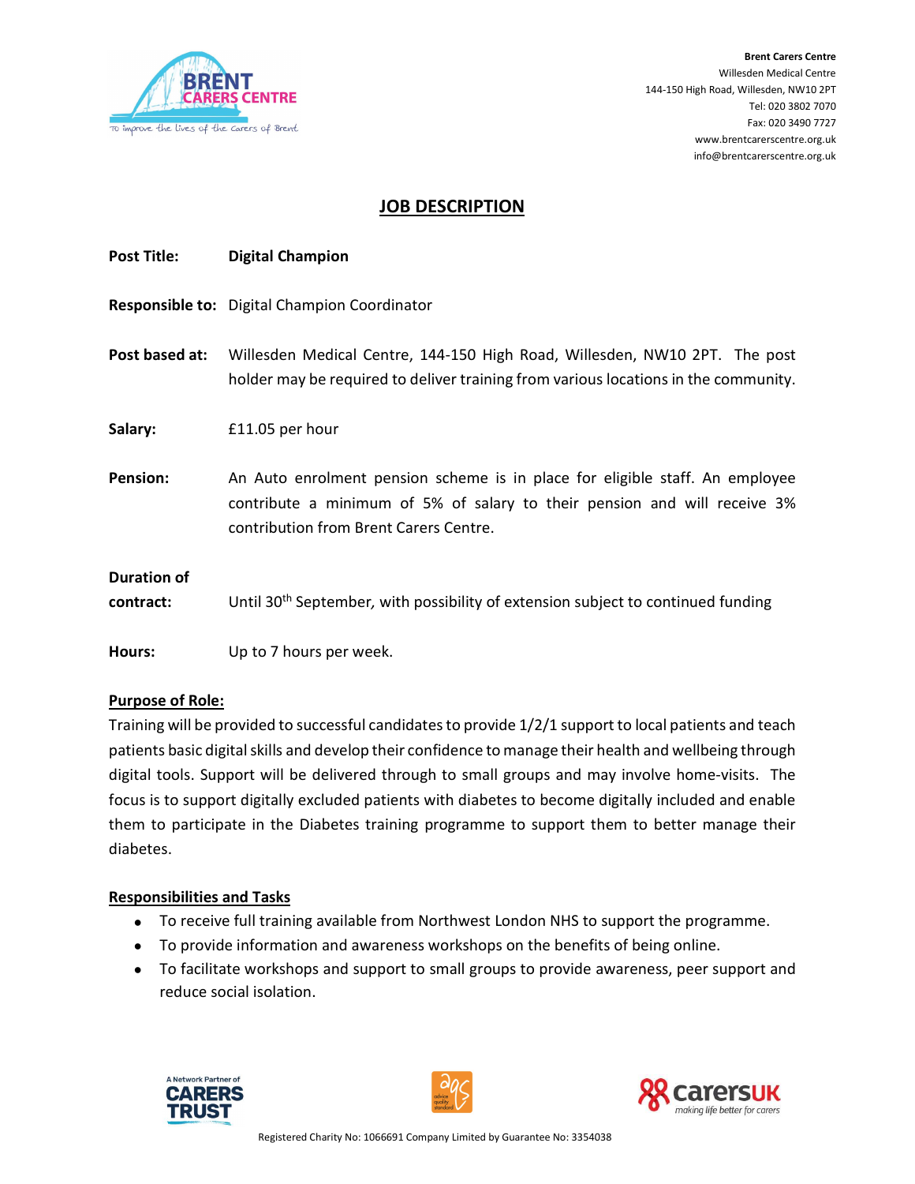Brent Carers Centre
Willesden Medical Centre
144-150 High Road, Willesden, NW10 2PT
Tel: 020 3802 7070
Fax: 020 3490 7727
www.brentcarerscentre.org.uk
info@brentcarerscentre.org.uk

# JOB DESCRIPTION

**Post Title:** **Digital Champion**

**Responsible to:** Digital Champion Coordinator

**Post based at:** Willesden Medical Centre, 144-150 High Road, Willesden, NW10 2PT. The post holder may be required to deliver training from various locations in the community.

**Salary:** £11.05 per hour

**Pension:** An Auto enrolment pension scheme is in place for eligible staff. An employee contribute a minimum of 5% of salary to their pension and will receive 3% contribution from Brent Carers Centre.

**Duration of contract:** Until 30th September, with possibility of extension subject to continued funding

**Hours:** Up to 7 hours per week.

## Purpose of Role:

Training will be provided to successful candidates to provide 1/2/1 support to local patients and teach patients basic digital skills and develop their confidence to manage their health and wellbeing through digital tools. Support will be delivered through to small groups and may involve home-visits. The focus is to support digitally excluded patients with diabetes to become digitally included and enable them to participate in the Diabetes training programme to support them to better manage their diabetes.

## Responsibilities and Tasks

- To receive full training available from Northwest London NHS to support the programme.
- To provide information and awareness workshops on the benefits of being online.
- To facilitate workshops and support to small groups to provide awareness, peer support and reduce social isolation.

Registered Charity No: 1066691 Company Limited by Guarantee No: 3354038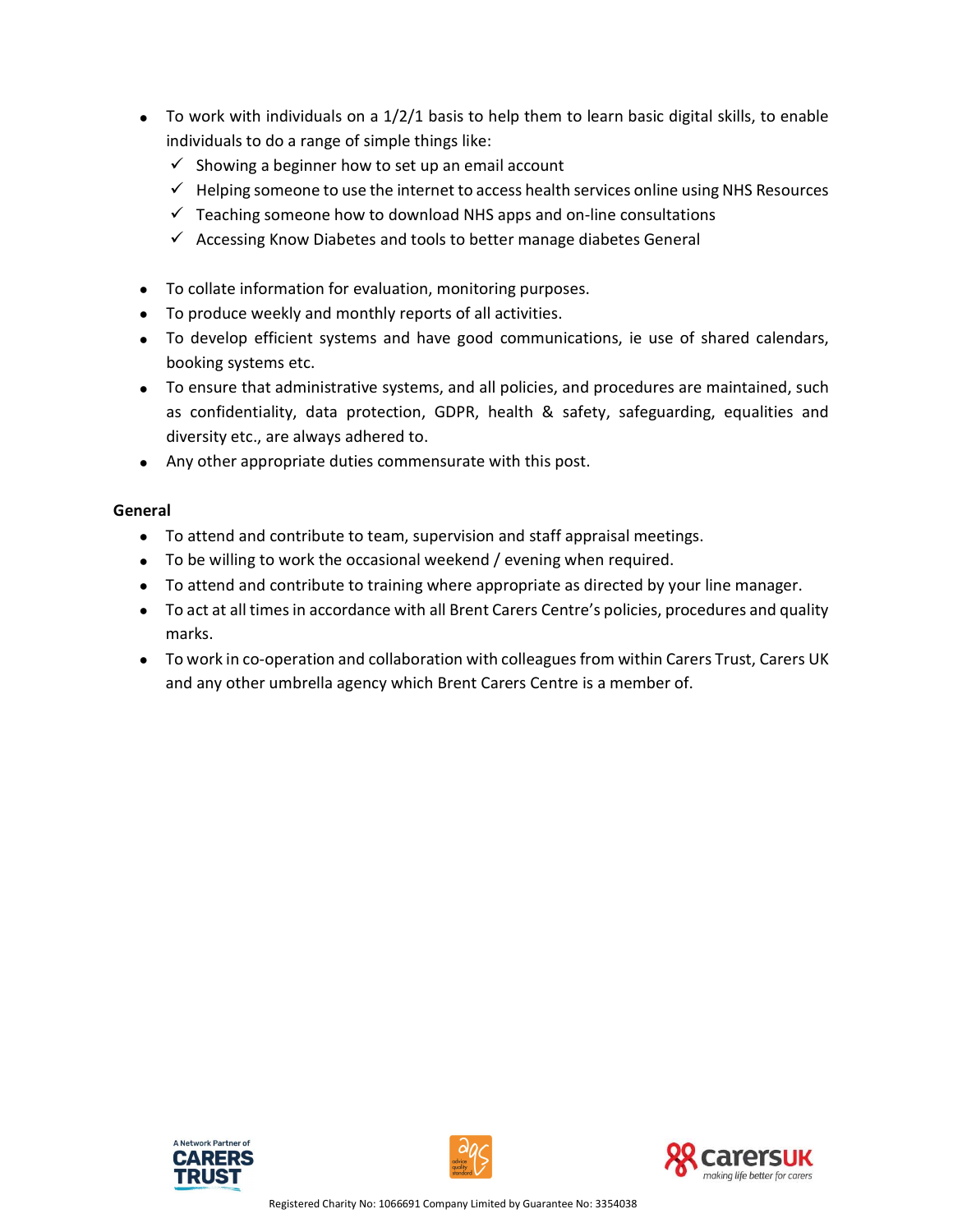- To work with individuals on a 1/2/1 basis to help them to learn basic digital skills, to enable individuals to do a range of simple things like:
  - ✓ Showing a beginner how to set up an email account
  - ✓ Helping someone to use the internet to access health services online using NHS Resources
  - ✓ Teaching someone how to download NHS apps and on-line consultations
  - ✓ Accessing Know Diabetes and tools to better manage diabetes General

- To collate information for evaluation, monitoring purposes.
- To produce weekly and monthly reports of all activities.
- To develop efficient systems and have good communications, ie use of shared calendars, booking systems etc.
- To ensure that administrative systems, and all policies, and procedures are maintained, such as confidentiality, data protection, GDPR, health & safety, safeguarding, equalities and diversity etc., are always adhered to.
- Any other appropriate duties commensurate with this post.

**General**

- To attend and contribute to team, supervision and staff appraisal meetings.
- To be willing to work the occasional weekend / evening when required.
- To attend and contribute to training where appropriate as directed by your line manager.
- To act at all times in accordance with all Brent Carers Centre's policies, procedures and quality marks.
- To work in co-operation and collaboration with colleagues from within Carers Trust, Carers UK and any other umbrella agency which Brent Carers Centre is a member of.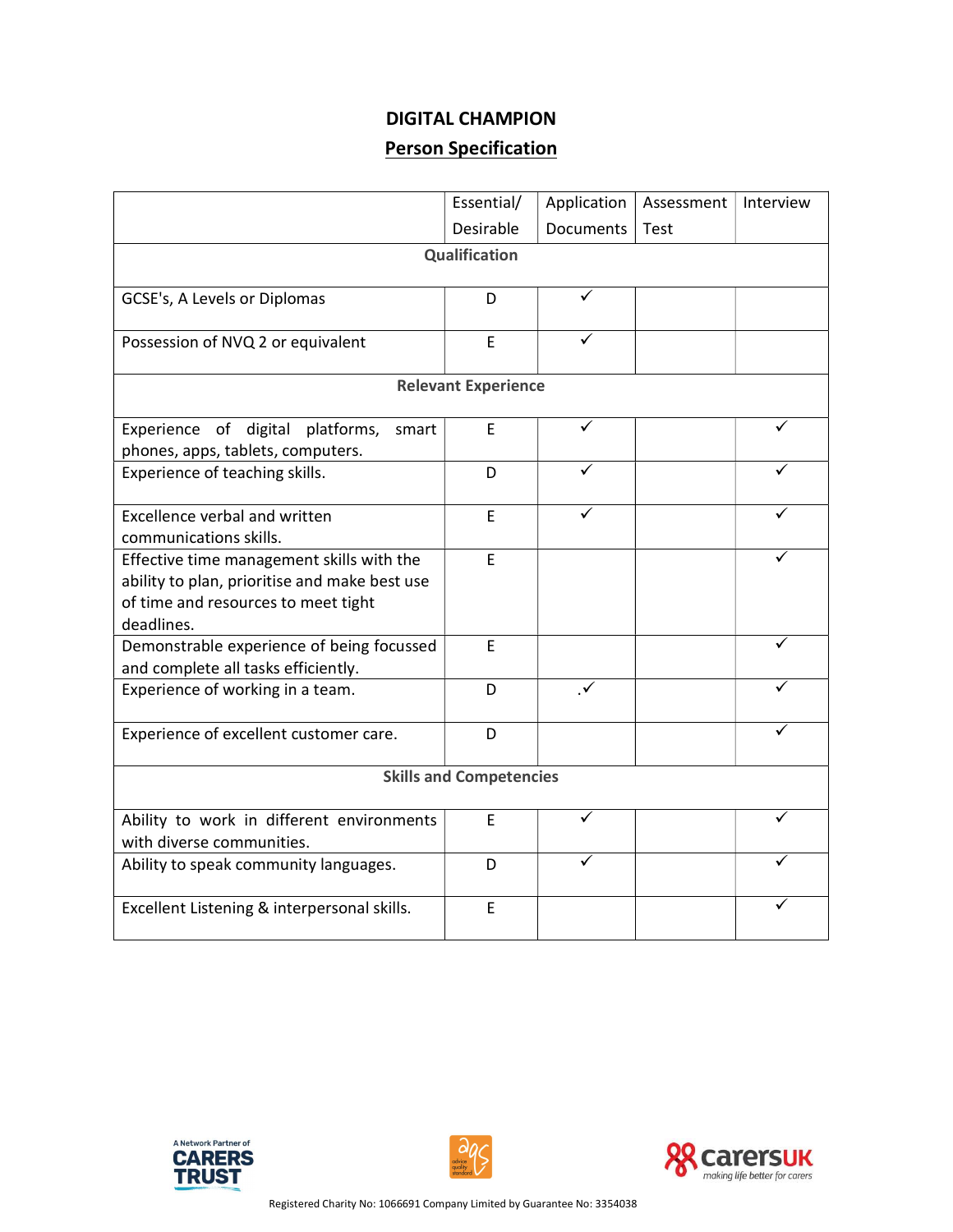# DIGITAL CHAMPION

## Person Specification

| | Essential/ Desirable | Application Documents | Assessment Test | Interview |
|---|---|---|---|---|
| **Qualification** | | | | |
| GCSE's, A Levels or Diplomas | D | ✓ | | |
| Possession of NVQ 2 or equivalent | E | ✓ | | |
| **Relevant Experience** | | | | |
| Experience of digital platforms, smart phones, apps, tablets, computers. | E | ✓ | | ✓ |
| Experience of teaching skills. | D | ✓ | | ✓ |
| Excellence verbal and written communications skills. | E | ✓ | | ✓ |
| Effective time management skills with the ability to plan, prioritise and make best use of time and resources to meet tight deadlines. | E | | | ✓ |
| Demonstrable experience of being focussed and complete all tasks efficiently. | E | | | ✓ |
| Experience of working in a team. | D | .✓ | | ✓ |
| Experience of excellent customer care. | D | | | ✓ |
| **Skills and Competencies** | | | | |
| Ability to work in different environments with diverse communities. | E | ✓ | | ✓ |
| Ability to speak community languages. | D | ✓ | | ✓ |
| Excellent Listening & interpersonal skills. | E | | | ✓ |

A Network Partner of CARERS TRUST

carersUK making life better for carers

Registered Charity No: 1066691 Company Limited by Guarantee No: 3354038